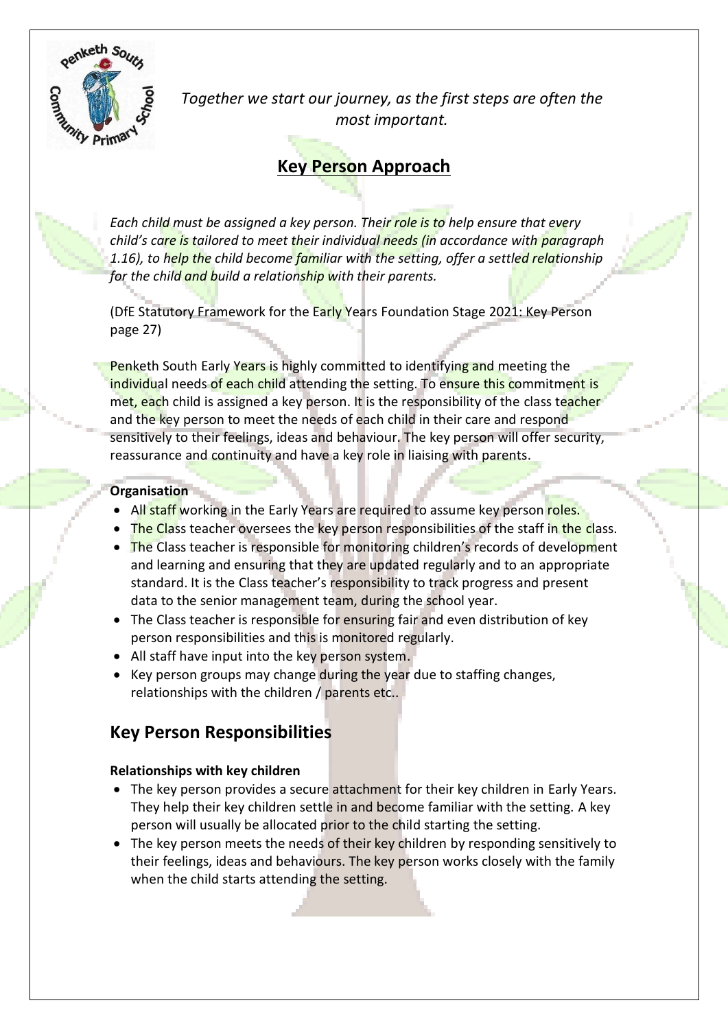*Together we start our journey, as the first steps are often the most important.*

# Key Person Approach

*Each child must be assigned a key person. Their role is to help ensure that every child's care is tailored to meet their individual needs (in accordance with paragraph 1.16), to help the child become familiar with the setting, offer a settled relationship for the child and build a relationship with their parents.*

(DfE Statutory Framework for the Early Years Foundation Stage 2021: Key Person page 27)

Penketh South Early Years is highly committed to identifying and meeting the individual needs of each child attending the setting. To ensure this commitment is met, each child is assigned a key person. It is the responsibility of the class teacher and the key person to meet the needs of each child in their care and respond sensitively to their feelings, ideas and behaviour. The key person will offer security, reassurance and continuity and have a key role in liaising with parents.

**Organisation**

- All staff working in the Early Years are required to assume key person roles.
- The Class teacher oversees the key person responsibilities of the staff in the class.
- The Class teacher is responsible for monitoring children's records of development and learning and ensuring that they are updated regularly and to an appropriate standard. It is the Class teacher's responsibility to track progress and present data to the senior management team, during the school year.
- The Class teacher is responsible for ensuring fair and even distribution of key person responsibilities and this is monitored regularly.
- All staff have input into the key person system.
- Key person groups may change during the year due to staffing changes, relationships with the children / parents etc..

## Key Person Responsibilities

**Relationships with key children**

- The key person provides a secure attachment for their key children in Early Years. They help their key children settle in and become familiar with the setting. A key person will usually be allocated prior to the child starting the setting.
- The key person meets the needs of their key children by responding sensitively to their feelings, ideas and behaviours. The key person works closely with the family when the child starts attending the setting.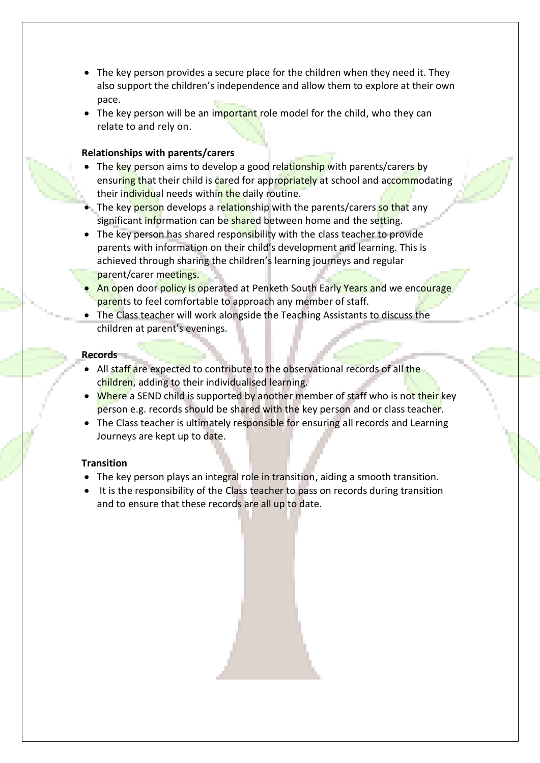- The key person provides a secure place for the children when they need it. They also support the children's independence and allow them to explore at their own pace.
- The key person will be an important role model for the child, who they can relate to and rely on.

**Relationships with parents/carers**

- The key person aims to develop a good relationship with parents/carers by ensuring that their child is cared for appropriately at school and accommodating their individual needs within the daily routine.
- The key person develops a relationship with the parents/carers so that any significant information can be shared between home and the setting.
- The key person has shared responsibility with the class teacher to provide parents with information on their child's development and learning. This is achieved through sharing the children's learning journeys and regular parent/carer meetings.
- An open door policy is operated at Penketh South Early Years and we encourage parents to feel comfortable to approach any member of staff.
- The Class teacher will work alongside the Teaching Assistants to discuss the children at parent's evenings.

**Records**

- All staff are expected to contribute to the observational records of all the children, adding to their individualised learning.
- Where a SEND child is supported by another member of staff who is not their key person e.g. records should be shared with the key person and or class teacher.
- The Class teacher is ultimately responsible for ensuring all records and Learning Journeys are kept up to date.

**Transition**

- The key person plays an integral role in transition, aiding a smooth transition.
- It is the responsibility of the Class teacher to pass on records during transition and to ensure that these records are all up to date.